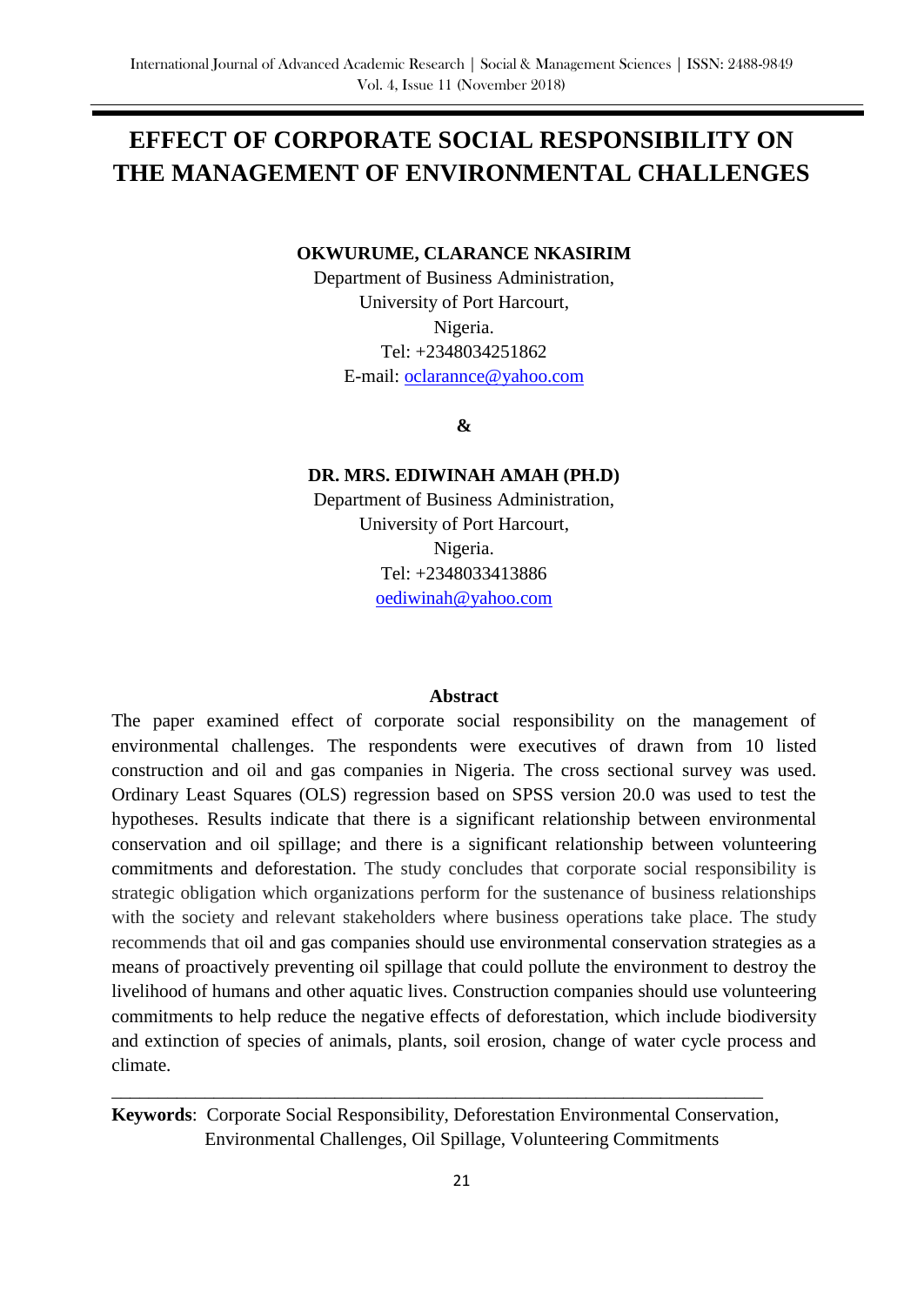# EFFECT OF CORPORATE SOCIAL RESPONSIBILITY ON THE MANAGEMENT OF ENVIRONMENTAL CHALLENGES

**OKWURUME, CLARANCE NKASIRIM**
Department of Business Administration,
University of Port Harcourt,
Nigeria.
Tel: +2348034251862
E-mail: oclarannce@yahoo.com

**&**

**DR. MRS. EDIWINAH AMAH (PH.D)**
Department of Business Administration,
University of Port Harcourt,
Nigeria.
Tel: +2348033413886
oediwinah@yahoo.com

## Abstract

The paper examined effect of corporate social responsibility on the management of environmental challenges. The respondents were executives of drawn from 10 listed construction and oil and gas companies in Nigeria. The cross sectional survey was used. Ordinary Least Squares (OLS) regression based on SPSS version 20.0 was used to test the hypotheses. Results indicate that there is a significant relationship between environmental conservation and oil spillage; and there is a significant relationship between volunteering commitments and deforestation. The study concludes that corporate social responsibility is strategic obligation which organizations perform for the sustenance of business relationships with the society and relevant stakeholders where business operations take place. The study recommends that oil and gas companies should use environmental conservation strategies as a means of proactively preventing oil spillage that could pollute the environment to destroy the livelihood of humans and other aquatic lives. Construction companies should use volunteering commitments to help reduce the negative effects of deforestation, which include biodiversity and extinction of species of animals, plants, soil erosion, change of water cycle process and climate.

**Keywords**: Corporate Social Responsibility, Deforestation Environmental Conservation, Environmental Challenges, Oil Spillage, Volunteering Commitments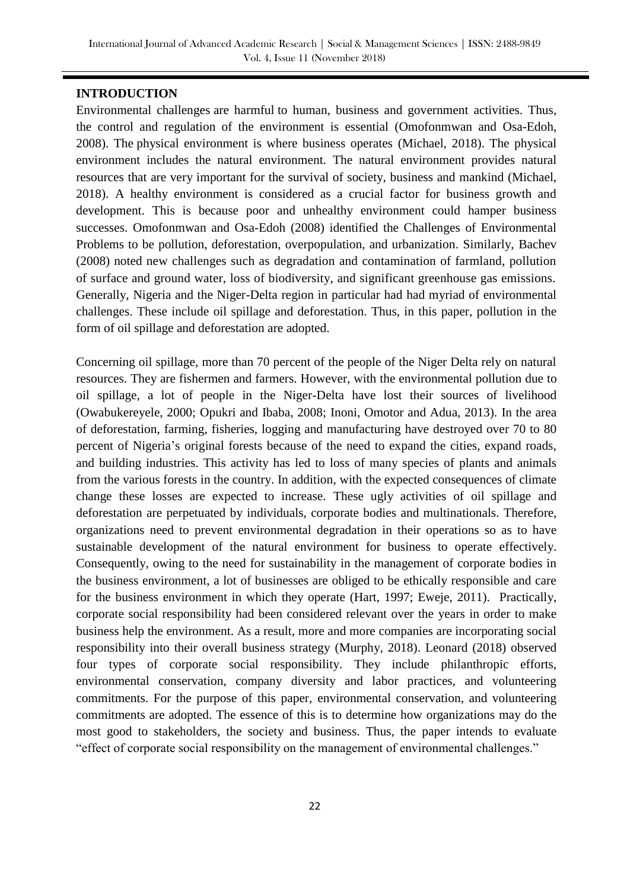## INTRODUCTION

Environmental challenges are harmful to human, business and government activities. Thus, the control and regulation of the environment is essential (Omofonmwan and Osa-Edoh, 2008). The physical environment is where business operates (Michael, 2018). The physical environment includes the natural environment. The natural environment provides natural resources that are very important for the survival of society, business and mankind (Michael, 2018). A healthy environment is considered as a crucial factor for business growth and development. This is because poor and unhealthy environment could hamper business successes. Omofonmwan and Osa-Edoh (2008) identified the Challenges of Environmental Problems to be pollution, deforestation, overpopulation, and urbanization. Similarly, Bachev (2008) noted new challenges such as degradation and contamination of farmland, pollution of surface and ground water, loss of biodiversity, and significant greenhouse gas emissions. Generally, Nigeria and the Niger-Delta region in particular had had myriad of environmental challenges. These include oil spillage and deforestation. Thus, in this paper, pollution in the form of oil spillage and deforestation are adopted.

Concerning oil spillage, more than 70 percent of the people of the Niger Delta rely on natural resources. They are fishermen and farmers. However, with the environmental pollution due to oil spillage, a lot of people in the Niger-Delta have lost their sources of livelihood (Owabukereyele, 2000; Opukri and Ibaba, 2008; Inoni, Omotor and Adua, 2013). In the area of deforestation, farming, fisheries, logging and manufacturing have destroyed over 70 to 80 percent of Nigeria's original forests because of the need to expand the cities, expand roads, and building industries. This activity has led to loss of many species of plants and animals from the various forests in the country. In addition, with the expected consequences of climate change these losses are expected to increase. These ugly activities of oil spillage and deforestation are perpetuated by individuals, corporate bodies and multinationals. Therefore, organizations need to prevent environmental degradation in their operations so as to have sustainable development of the natural environment for business to operate effectively. Consequently, owing to the need for sustainability in the management of corporate bodies in the business environment, a lot of businesses are obliged to be ethically responsible and care for the business environment in which they operate (Hart, 1997; Eweje, 2011). Practically, corporate social responsibility had been considered relevant over the years in order to make business help the environment. As a result, more and more companies are incorporating social responsibility into their overall business strategy (Murphy, 2018). Leonard (2018) observed four types of corporate social responsibility. They include philanthropic efforts, environmental conservation, company diversity and labor practices, and volunteering commitments. For the purpose of this paper, environmental conservation, and volunteering commitments are adopted. The essence of this is to determine how organizations may do the most good to stakeholders, the society and business. Thus, the paper intends to evaluate "effect of corporate social responsibility on the management of environmental challenges."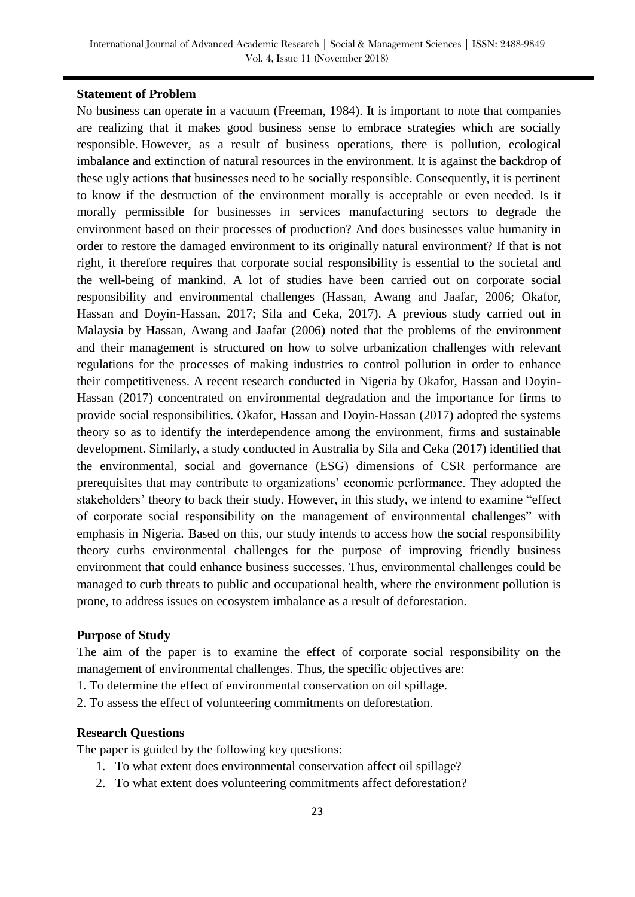**Statement of Problem**

No business can operate in a vacuum (Freeman, 1984). It is important to note that companies are realizing that it makes good business sense to embrace strategies which are socially responsible. However, as a result of business operations, there is pollution, ecological imbalance and extinction of natural resources in the environment. It is against the backdrop of these ugly actions that businesses need to be socially responsible. Consequently, it is pertinent to know if the destruction of the environment morally is acceptable or even needed. Is it morally permissible for businesses in services manufacturing sectors to degrade the environment based on their processes of production? And does businesses value humanity in order to restore the damaged environment to its originally natural environment? If that is not right, it therefore requires that corporate social responsibility is essential to the societal and the well-being of mankind. A lot of studies have been carried out on corporate social responsibility and environmental challenges (Hassan, Awang and Jaafar, 2006; Okafor, Hassan and Doyin-Hassan, 2017; Sila and Ceka, 2017). A previous study carried out in Malaysia by Hassan, Awang and Jaafar (2006) noted that the problems of the environment and their management is structured on how to solve urbanization challenges with relevant regulations for the processes of making industries to control pollution in order to enhance their competitiveness. A recent research conducted in Nigeria by Okafor, Hassan and Doyin-Hassan (2017) concentrated on environmental degradation and the importance for firms to provide social responsibilities. Okafor, Hassan and Doyin-Hassan (2017) adopted the systems theory so as to identify the interdependence among the environment, firms and sustainable development. Similarly, a study conducted in Australia by Sila and Ceka (2017) identified that the environmental, social and governance (ESG) dimensions of CSR performance are prerequisites that may contribute to organizations' economic performance. They adopted the stakeholders' theory to back their study. However, in this study, we intend to examine "effect of corporate social responsibility on the management of environmental challenges" with emphasis in Nigeria. Based on this, our study intends to access how the social responsibility theory curbs environmental challenges for the purpose of improving friendly business environment that could enhance business successes. Thus, environmental challenges could be managed to curb threats to public and occupational health, where the environment pollution is prone, to address issues on ecosystem imbalance as a result of deforestation.

**Purpose of Study**

The aim of the paper is to examine the effect of corporate social responsibility on the management of environmental challenges. Thus, the specific objectives are:

1. To determine the effect of environmental conservation on oil spillage.
2. To assess the effect of volunteering commitments on deforestation.

**Research Questions**

The paper is guided by the following key questions:

1. To what extent does environmental conservation affect oil spillage?
2. To what extent does volunteering commitments affect deforestation?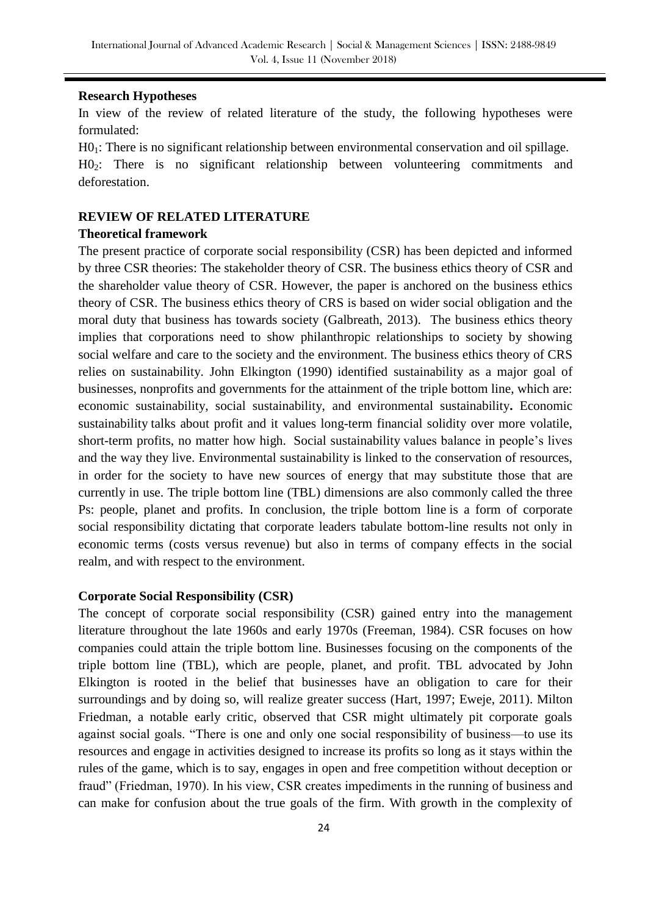**Research Hypotheses**

In view of the review of related literature of the study, the following hypotheses were formulated:

$H0_1$: There is no significant relationship between environmental conservation and oil spillage.

$H0_2$: There is no significant relationship between volunteering commitments and deforestation.

## REVIEW OF RELATED LITERATURE

### Theoretical framework

The present practice of corporate social responsibility (CSR) has been depicted and informed by three CSR theories: The stakeholder theory of CSR. The business ethics theory of CSR and the shareholder value theory of CSR. However, the paper is anchored on the business ethics theory of CSR. The business ethics theory of CRS is based on wider social obligation and the moral duty that business has towards society (Galbreath, 2013). The business ethics theory implies that corporations need to show philanthropic relationships to society by showing social welfare and care to the society and the environment. The business ethics theory of CRS relies on sustainability. John Elkington (1990) identified sustainability as a major goal of businesses, nonprofits and governments for the attainment of the triple bottom line, which are: economic sustainability, social sustainability, and environmental sustainability**.** Economic sustainability talks about profit and it values long-term financial solidity over more volatile, short-term profits, no matter how high. Social sustainability values balance in people's lives and the way they live. Environmental sustainability is linked to the conservation of resources, in order for the society to have new sources of energy that may substitute those that are currently in use. The triple bottom line (TBL) dimensions are also commonly called the three Ps: people, planet and profits. In conclusion, the triple bottom line is a form of corporate social responsibility dictating that corporate leaders tabulate bottom-line results not only in economic terms (costs versus revenue) but also in terms of company effects in the social realm, and with respect to the environment.

### Corporate Social Responsibility (CSR)

The concept of corporate social responsibility (CSR) gained entry into the management literature throughout the late 1960s and early 1970s (Freeman, 1984). CSR focuses on how companies could attain the triple bottom line. Businesses focusing on the components of the triple bottom line (TBL), which are people, planet, and profit. TBL advocated by John Elkington is rooted in the belief that businesses have an obligation to care for their surroundings and by doing so, will realize greater success (Hart, 1997; Eweje, 2011). Milton Friedman, a notable early critic, observed that CSR might ultimately pit corporate goals against social goals. "There is one and only one social responsibility of business—to use its resources and engage in activities designed to increase its profits so long as it stays within the rules of the game, which is to say, engages in open and free competition without deception or fraud" (Friedman, 1970). In his view, CSR creates impediments in the running of business and can make for confusion about the true goals of the firm. With growth in the complexity of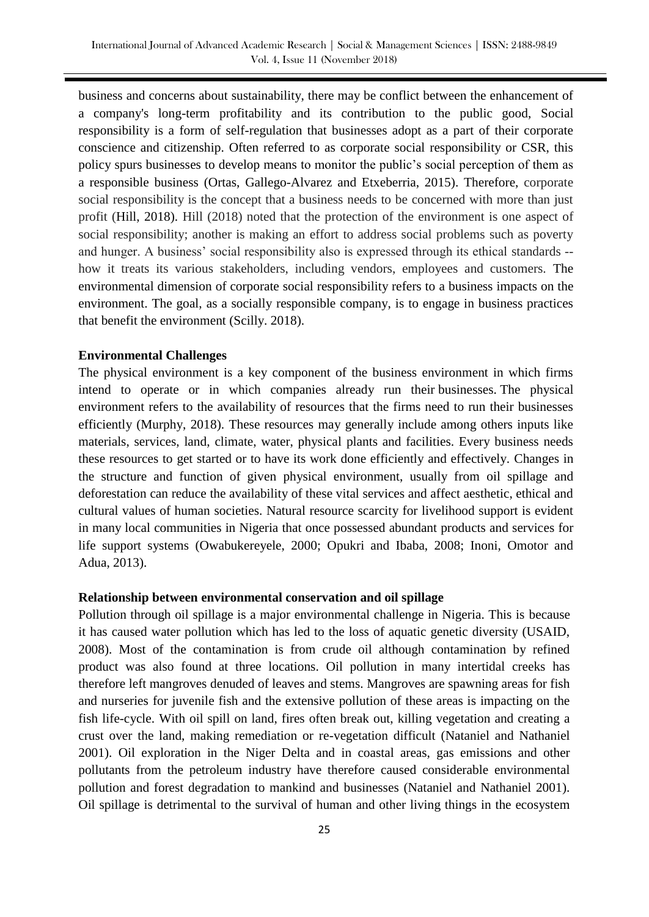business and concerns about sustainability, there may be conflict between the enhancement of a company's long-term profitability and its contribution to the public good, Social responsibility is a form of self-regulation that businesses adopt as a part of their corporate conscience and citizenship. Often referred to as corporate social responsibility or CSR, this policy spurs businesses to develop means to monitor the public's social perception of them as a responsible business (Ortas, Gallego-Alvarez and Etxeberria, 2015). Therefore, corporate social responsibility is the concept that a business needs to be concerned with more than just profit (Hill, 2018). Hill (2018) noted that the protection of the environment is one aspect of social responsibility; another is making an effort to address social problems such as poverty and hunger. A business' social responsibility also is expressed through its ethical standards -- how it treats its various stakeholders, including vendors, employees and customers. The environmental dimension of corporate social responsibility refers to a business impacts on the environment. The goal, as a socially responsible company, is to engage in business practices that benefit the environment (Scilly. 2018).

**Environmental Challenges**

The physical environment is a key component of the business environment in which firms intend to operate or in which companies already run their businesses. The physical environment refers to the availability of resources that the firms need to run their businesses efficiently (Murphy, 2018). These resources may generally include among others inputs like materials, services, land, climate, water, physical plants and facilities. Every business needs these resources to get started or to have its work done efficiently and effectively. Changes in the structure and function of given physical environment, usually from oil spillage and deforestation can reduce the availability of these vital services and affect aesthetic, ethical and cultural values of human societies. Natural resource scarcity for livelihood support is evident in many local communities in Nigeria that once possessed abundant products and services for life support systems (Owabukereyele, 2000; Opukri and Ibaba, 2008; Inoni, Omotor and Adua, 2013).

**Relationship between environmental conservation and oil spillage**

Pollution through oil spillage is a major environmental challenge in Nigeria. This is because it has caused water pollution which has led to the loss of aquatic genetic diversity (USAID, 2008). Most of the contamination is from crude oil although contamination by refined product was also found at three locations. Oil pollution in many intertidal creeks has therefore left mangroves denuded of leaves and stems. Mangroves are spawning areas for fish and nurseries for juvenile fish and the extensive pollution of these areas is impacting on the fish life-cycle. With oil spill on land, fires often break out, killing vegetation and creating a crust over the land, making remediation or re-vegetation difficult (Nataniel and Nathaniel 2001). Oil exploration in the Niger Delta and in coastal areas, gas emissions and other pollutants from the petroleum industry have therefore caused considerable environmental pollution and forest degradation to mankind and businesses (Nataniel and Nathaniel 2001). Oil spillage is detrimental to the survival of human and other living things in the ecosystem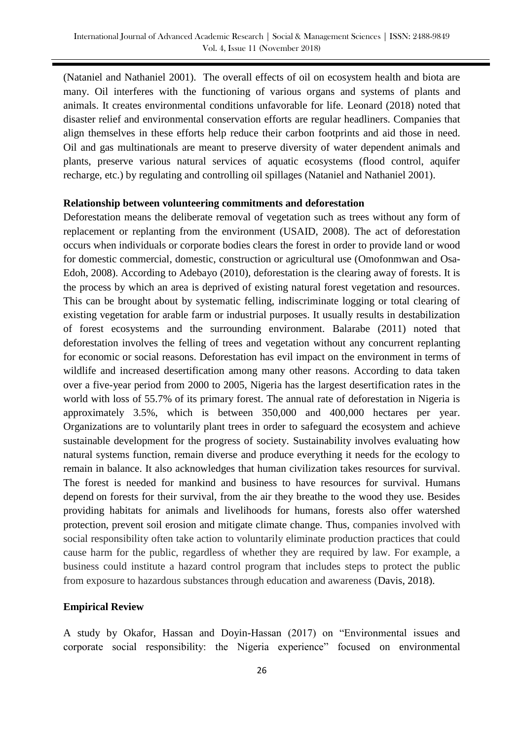(Nataniel and Nathaniel 2001). The overall effects of oil on ecosystem health and biota are many. Oil interferes with the functioning of various organs and systems of plants and animals. It creates environmental conditions unfavorable for life. Leonard (2018) noted that disaster relief and environmental conservation efforts are regular headliners. Companies that align themselves in these efforts help reduce their carbon footprints and aid those in need. Oil and gas multinationals are meant to preserve diversity of water dependent animals and plants, preserve various natural services of aquatic ecosystems (flood control, aquifer recharge, etc.) by regulating and controlling oil spillages (Nataniel and Nathaniel 2001).

**Relationship between volunteering commitments and deforestation**

Deforestation means the deliberate removal of vegetation such as trees without any form of replacement or replanting from the environment (USAID, 2008). The act of deforestation occurs when individuals or corporate bodies clears the forest in order to provide land or wood for domestic commercial, domestic, construction or agricultural use (Omofonmwan and Osa-Edoh, 2008). According to Adebayo (2010), deforestation is the clearing away of forests. It is the process by which an area is deprived of existing natural forest vegetation and resources. This can be brought about by systematic felling, indiscriminate logging or total clearing of existing vegetation for arable farm or industrial purposes. It usually results in destabilization of forest ecosystems and the surrounding environment. Balarabe (2011) noted that deforestation involves the felling of trees and vegetation without any concurrent replanting for economic or social reasons. Deforestation has evil impact on the environment in terms of wildlife and increased desertification among many other reasons. According to data taken over a five-year period from 2000 to 2005, Nigeria has the largest desertification rates in the world with loss of 55.7% of its primary forest. The annual rate of deforestation in Nigeria is approximately 3.5%, which is between 350,000 and 400,000 hectares per year. Organizations are to voluntarily plant trees in order to safeguard the ecosystem and achieve sustainable development for the progress of society. Sustainability involves evaluating how natural systems function, remain diverse and produce everything it needs for the ecology to remain in balance. It also acknowledges that human civilization takes resources for survival. The forest is needed for mankind and business to have resources for survival. Humans depend on forests for their survival, from the air they breathe to the wood they use. Besides providing habitats for animals and livelihoods for humans, forests also offer watershed protection, prevent soil erosion and mitigate climate change. Thus, companies involved with social responsibility often take action to voluntarily eliminate production practices that could cause harm for the public, regardless of whether they are required by law. For example, a business could institute a hazard control program that includes steps to protect the public from exposure to hazardous substances through education and awareness (Davis, 2018).

**Empirical Review**

A study by Okafor, Hassan and Doyin-Hassan (2017) on "Environmental issues and corporate social responsibility: the Nigeria experience" focused on environmental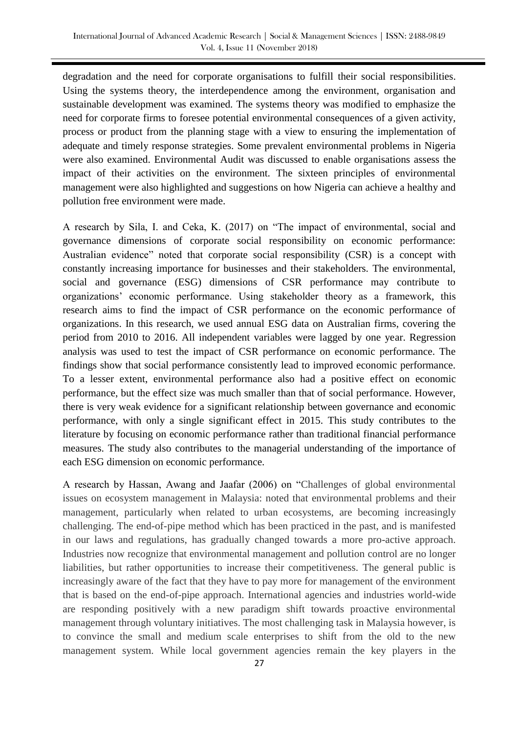degradation and the need for corporate organisations to fulfill their social responsibilities. Using the systems theory, the interdependence among the environment, organisation and sustainable development was examined. The systems theory was modified to emphasize the need for corporate firms to foresee potential environmental consequences of a given activity, process or product from the planning stage with a view to ensuring the implementation of adequate and timely response strategies. Some prevalent environmental problems in Nigeria were also examined. Environmental Audit was discussed to enable organisations assess the impact of their activities on the environment. The sixteen principles of environmental management were also highlighted and suggestions on how Nigeria can achieve a healthy and pollution free environment were made.

A research by Sila, I. and Ceka, K. (2017) on "The impact of environmental, social and governance dimensions of corporate social responsibility on economic performance: Australian evidence" noted that corporate social responsibility (CSR) is a concept with constantly increasing importance for businesses and their stakeholders. The environmental, social and governance (ESG) dimensions of CSR performance may contribute to organizations' economic performance. Using stakeholder theory as a framework, this research aims to find the impact of CSR performance on the economic performance of organizations. In this research, we used annual ESG data on Australian firms, covering the period from 2010 to 2016. All independent variables were lagged by one year. Regression analysis was used to test the impact of CSR performance on economic performance. The findings show that social performance consistently lead to improved economic performance. To a lesser extent, environmental performance also had a positive effect on economic performance, but the effect size was much smaller than that of social performance. However, there is very weak evidence for a significant relationship between governance and economic performance, with only a single significant effect in 2015. This study contributes to the literature by focusing on economic performance rather than traditional financial performance measures. The study also contributes to the managerial understanding of the importance of each ESG dimension on economic performance.

A research by Hassan, Awang and Jaafar (2006) on "Challenges of global environmental issues on ecosystem management in Malaysia: noted that environmental problems and their management, particularly when related to urban ecosystems, are becoming increasingly challenging. The end-of-pipe method which has been practiced in the past, and is manifested in our laws and regulations, has gradually changed towards a more pro-active approach. Industries now recognize that environmental management and pollution control are no longer liabilities, but rather opportunities to increase their competitiveness. The general public is increasingly aware of the fact that they have to pay more for management of the environment that is based on the end-of-pipe approach. International agencies and industries world-wide are responding positively with a new paradigm shift towards proactive environmental management through voluntary initiatives. The most challenging task in Malaysia however, is to convince the small and medium scale enterprises to shift from the old to the new management system. While local government agencies remain the key players in the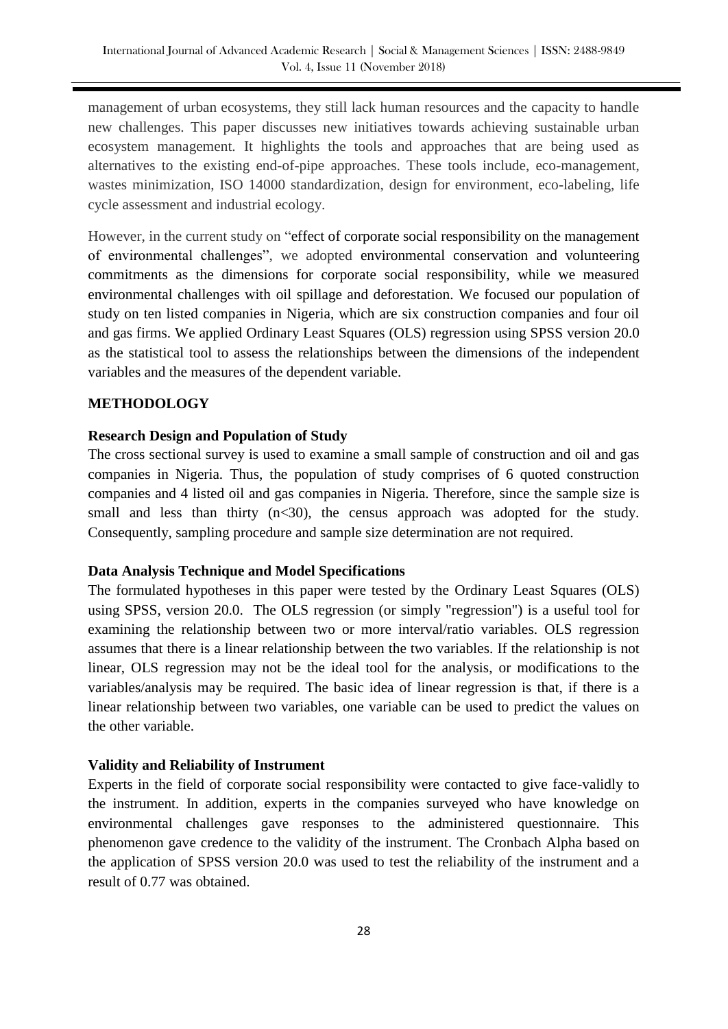management of urban ecosystems, they still lack human resources and the capacity to handle new challenges. This paper discusses new initiatives towards achieving sustainable urban ecosystem management. It highlights the tools and approaches that are being used as alternatives to the existing end-of-pipe approaches. These tools include, eco-management, wastes minimization, ISO 14000 standardization, design for environment, eco-labeling, life cycle assessment and industrial ecology.

However, in the current study on "effect of corporate social responsibility on the management of environmental challenges", we adopted environmental conservation and volunteering commitments as the dimensions for corporate social responsibility, while we measured environmental challenges with oil spillage and deforestation. We focused our population of study on ten listed companies in Nigeria, which are six construction companies and four oil and gas firms. We applied Ordinary Least Squares (OLS) regression using SPSS version 20.0 as the statistical tool to assess the relationships between the dimensions of the independent variables and the measures of the dependent variable.

## METHODOLOGY

### Research Design and Population of Study

The cross sectional survey is used to examine a small sample of construction and oil and gas companies in Nigeria. Thus, the population of study comprises of 6 quoted construction companies and 4 listed oil and gas companies in Nigeria. Therefore, since the sample size is small and less than thirty ($n<30$), the census approach was adopted for the study. Consequently, sampling procedure and sample size determination are not required.

### Data Analysis Technique and Model Specifications

The formulated hypotheses in this paper were tested by the Ordinary Least Squares (OLS) using SPSS, version 20.0. The OLS regression (or simply "regression") is a useful tool for examining the relationship between two or more interval/ratio variables. OLS regression assumes that there is a linear relationship between the two variables. If the relationship is not linear, OLS regression may not be the ideal tool for the analysis, or modifications to the variables/analysis may be required. The basic idea of linear regression is that, if there is a linear relationship between two variables, one variable can be used to predict the values on the other variable.

### Validity and Reliability of Instrument

Experts in the field of corporate social responsibility were contacted to give face-validly to the instrument. In addition, experts in the companies surveyed who have knowledge on environmental challenges gave responses to the administered questionnaire. This phenomenon gave credence to the validity of the instrument. The Cronbach Alpha based on the application of SPSS version 20.0 was used to test the reliability of the instrument and a result of 0.77 was obtained.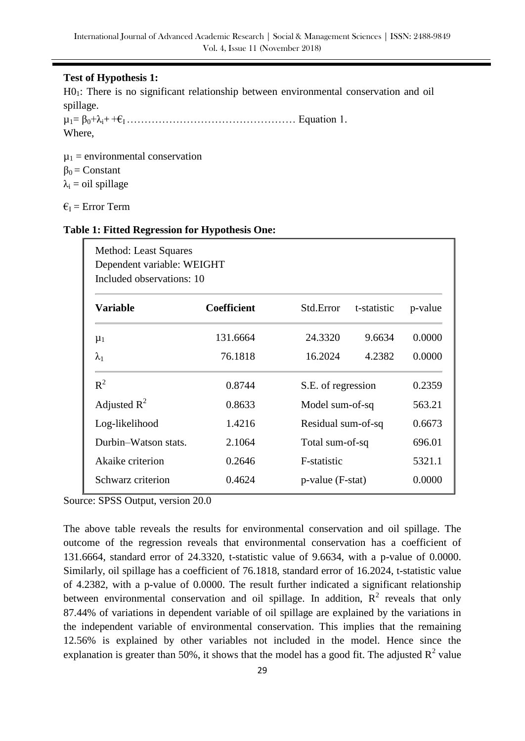**Test of Hypothesis 1:**

$H0_1$: There is no significant relationship between environmental conservation and oil spillage.

$\mu_1 = \beta_0 + \lambda_i + +\epsilon_I$ ………………………………………… Equation 1.

Where,

$\mu_1$ = environmental conservation

$\beta_0$ = Constant

$\lambda_i$ = oil spillage

$\epsilon_I$ = Error Term

**Table 1: Fitted Regression for Hypothesis One:**

Method: Least Squares
Dependent variable: WEIGHT
Included observations: 10

| Variable | Coefficient | Std.Error | t-statistic | p-value |
|---|---|---|---|---|
| $\mu_1$ | 131.6664 | 24.3320 | 9.6634 | 0.0000 |
| $\lambda_1$ | 76.1818 | 16.2024 | 4.2382 | 0.0000 |
| $R^2$ | 0.8744 | S.E. of regression | | 0.2359 |
| Adjusted $R^2$ | 0.8633 | Model sum-of-sq | | 563.21 |
| Log-likelihood | 1.4216 | Residual sum-of-sq | | 0.6673 |
| Durbin–Watson stats. | 2.1064 | Total sum-of-sq | | 696.01 |
| Akaike criterion | 0.2646 | F-statistic | | 5321.1 |
| Schwarz criterion | 0.4624 | p-value (F-stat) | | 0.0000 |

Source: SPSS Output, version 20.0

The above table reveals the results for environmental conservation and oil spillage. The outcome of the regression reveals that environmental conservation has a coefficient of 131.6664, standard error of 24.3320, t-statistic value of 9.6634, with a p-value of 0.0000. Similarly, oil spillage has a coefficient of 76.1818, standard error of 16.2024, t-statistic value of 4.2382, with a p-value of 0.0000. The result further indicated a significant relationship between environmental conservation and oil spillage. In addition, $R^2$ reveals that only 87.44% of variations in dependent variable of oil spillage are explained by the variations in the independent variable of environmental conservation. This implies that the remaining 12.56% is explained by other variables not included in the model. Hence since the explanation is greater than 50%, it shows that the model has a good fit. The adjusted $R^2$ value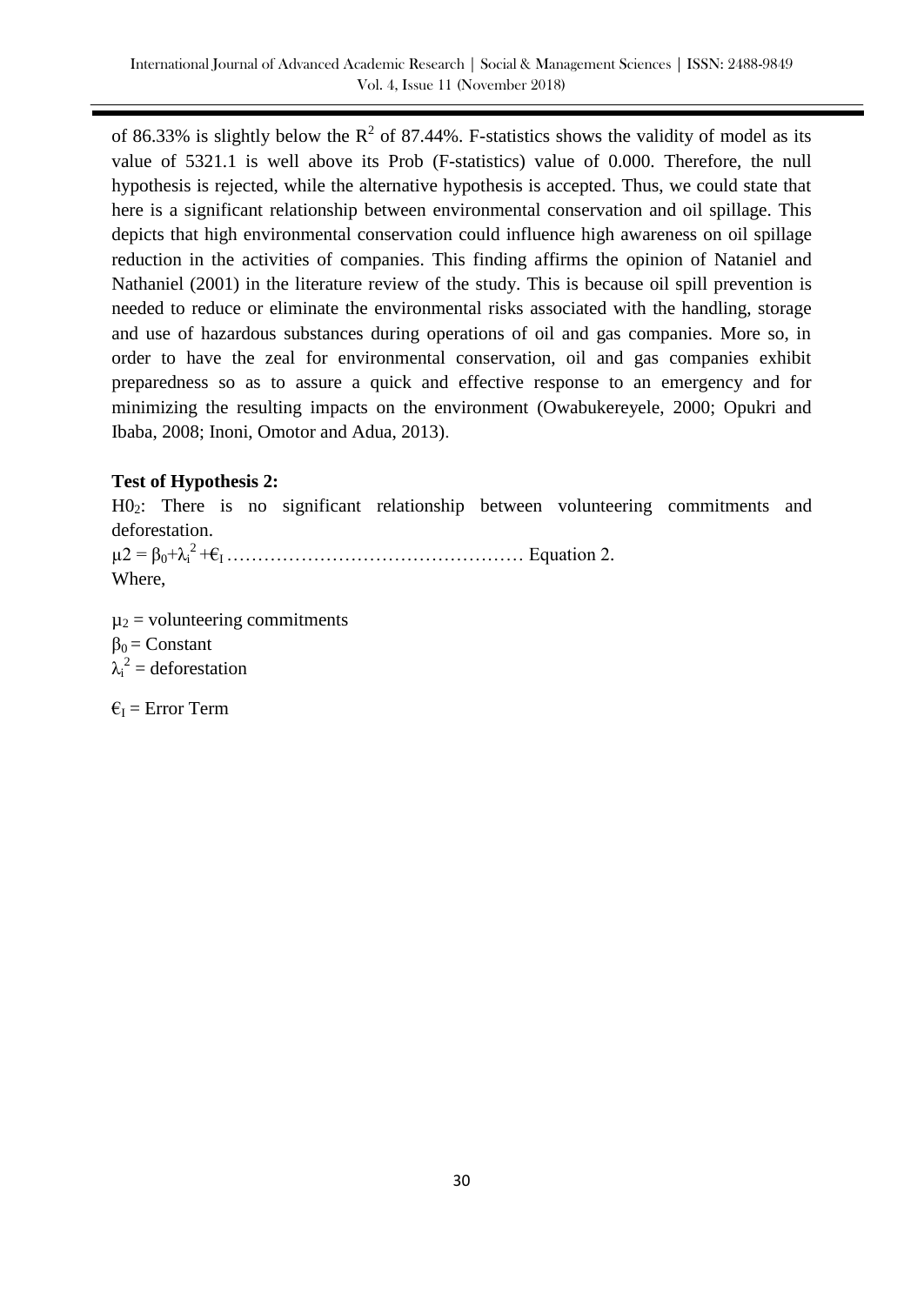of 86.33% is slightly below the $R^2$ of 87.44%. F-statistics shows the validity of model as its value of 5321.1 is well above its Prob (F-statistics) value of 0.000. Therefore, the null hypothesis is rejected, while the alternative hypothesis is accepted. Thus, we could state that here is a significant relationship between environmental conservation and oil spillage. This depicts that high environmental conservation could influence high awareness on oil spillage reduction in the activities of companies. This finding affirms the opinion of Nataniel and Nathaniel (2001) in the literature review of the study. This is because oil spill prevention is needed to reduce or eliminate the environmental risks associated with the handling, storage and use of hazardous substances during operations of oil and gas companies. More so, in order to have the zeal for environmental conservation, oil and gas companies exhibit preparedness so as to assure a quick and effective response to an emergency and for minimizing the resulting impacts on the environment (Owabukereyele, 2000; Opukri and Ibaba, 2008; Inoni, Omotor and Adua, 2013).

**Test of Hypothesis 2:**

$H0_2$: There is no significant relationship between volunteering commitments and deforestation.

$\mu 2 = \beta_0 + \lambda_i^2 + €_I$ ………………………………………… Equation 2.

Where,

$\mu_2$ = volunteering commitments

$\beta_0$ = Constant

$\lambda_i^2$ = deforestation

$€_I$ = Error Term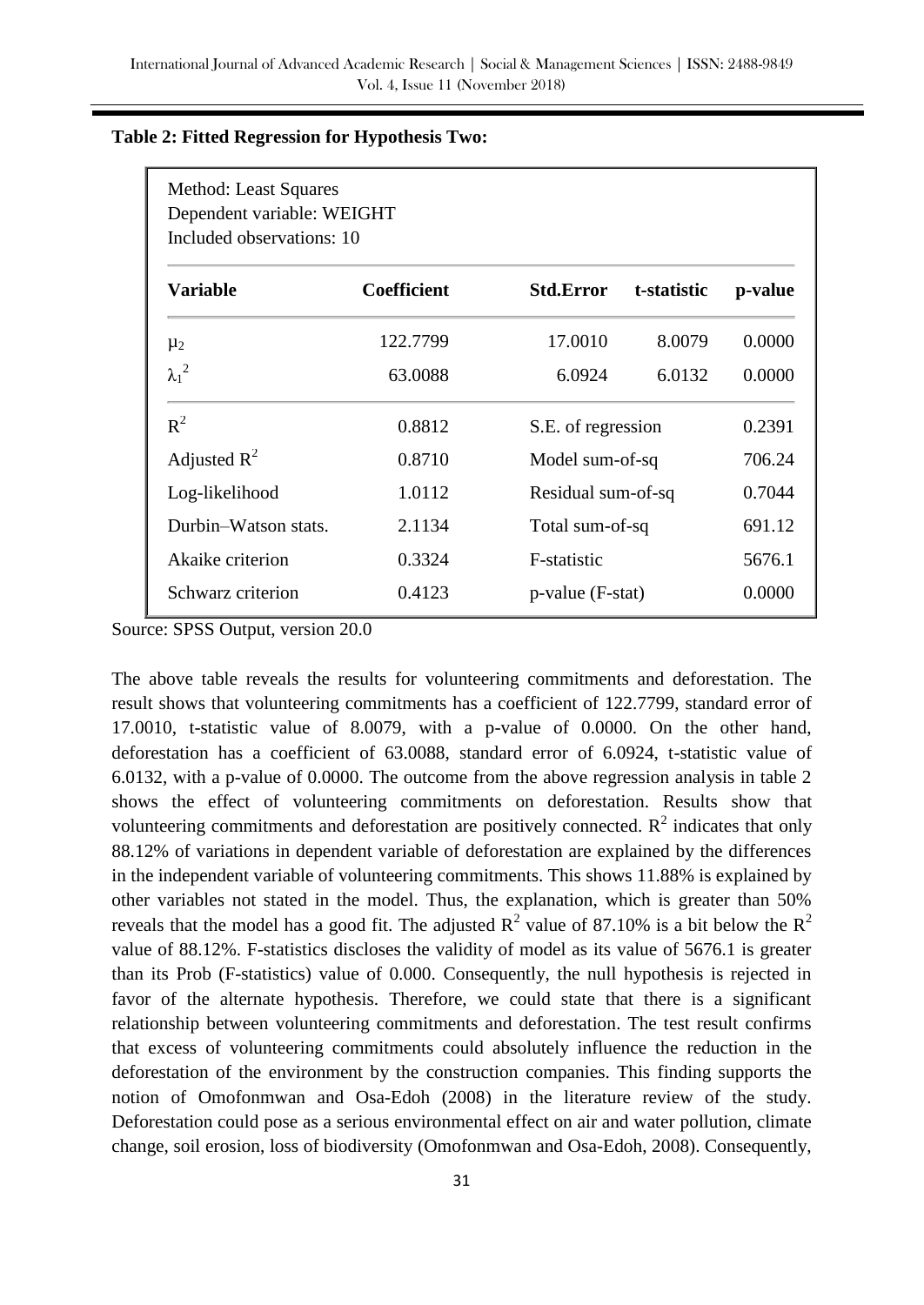**Table 2: Fitted Regression for Hypothesis Two:**

Method: Least Squares
Dependent variable: WEIGHT
Included observations: 10

| Variable | Coefficient | Std.Error | t-statistic | p-value |
|---|---|---|---|---|
| $\mu_2$ | 122.7799 | 17.0010 | 8.0079 | 0.0000 |
| $\lambda_1^2$ | 63.0088 | 6.0924 | 6.0132 | 0.0000 |
| $R^2$ | 0.8812 | S.E. of regression | | 0.2391 |
| Adjusted $R^2$ | 0.8710 | Model sum-of-sq | | 706.24 |
| Log-likelihood | 1.0112 | Residual sum-of-sq | | 0.7044 |
| Durbin–Watson stats. | 2.1134 | Total sum-of-sq | | 691.12 |
| Akaike criterion | 0.3324 | F-statistic | | 5676.1 |
| Schwarz criterion | 0.4123 | p-value (F-stat) | | 0.0000 |

Source: SPSS Output, version 20.0

The above table reveals the results for volunteering commitments and deforestation. The result shows that volunteering commitments has a coefficient of 122.7799, standard error of 17.0010, t-statistic value of 8.0079, with a p-value of 0.0000. On the other hand, deforestation has a coefficient of 63.0088, standard error of 6.0924, t-statistic value of 6.0132, with a p-value of 0.0000. The outcome from the above regression analysis in table 2 shows the effect of volunteering commitments on deforestation. Results show that volunteering commitments and deforestation are positively connected. $R^2$ indicates that only 88.12% of variations in dependent variable of deforestation are explained by the differences in the independent variable of volunteering commitments. This shows 11.88% is explained by other variables not stated in the model. Thus, the explanation, which is greater than 50% reveals that the model has a good fit. The adjusted $R^2$ value of 87.10% is a bit below the $R^2$ value of 88.12%. F-statistics discloses the validity of model as its value of 5676.1 is greater than its Prob (F-statistics) value of 0.000. Consequently, the null hypothesis is rejected in favor of the alternate hypothesis. Therefore, we could state that there is a significant relationship between volunteering commitments and deforestation. The test result confirms that excess of volunteering commitments could absolutely influence the reduction in the deforestation of the environment by the construction companies. This finding supports the notion of Omofonmwan and Osa-Edoh (2008) in the literature review of the study. Deforestation could pose as a serious environmental effect on air and water pollution, climate change, soil erosion, loss of biodiversity (Omofonmwan and Osa-Edoh, 2008). Consequently,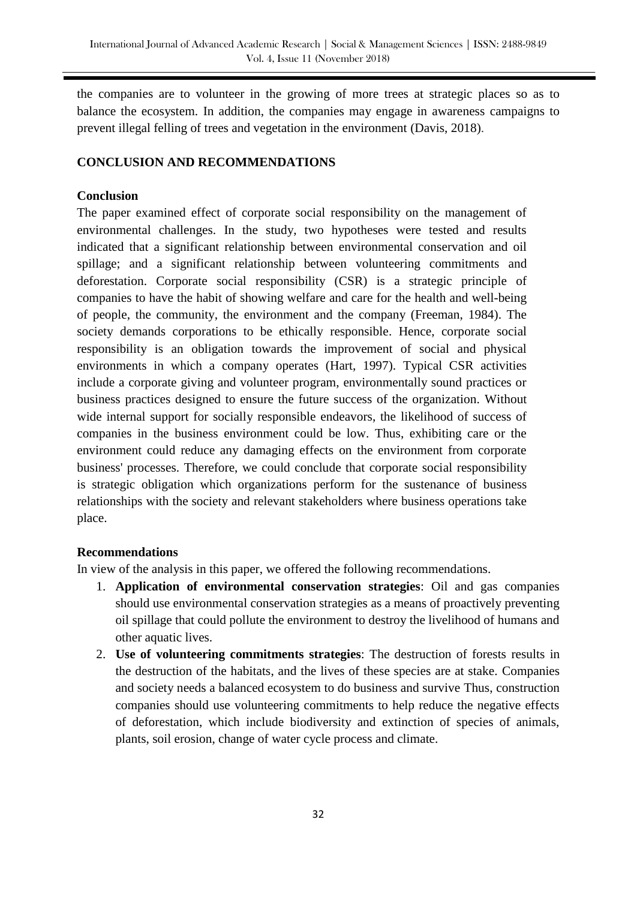the companies are to volunteer in the growing of more trees at strategic places so as to balance the ecosystem. In addition, the companies may engage in awareness campaigns to prevent illegal felling of trees and vegetation in the environment (Davis, 2018).

## CONCLUSION AND RECOMMENDATIONS

### Conclusion

The paper examined effect of corporate social responsibility on the management of environmental challenges. In the study, two hypotheses were tested and results indicated that a significant relationship between environmental conservation and oil spillage; and a significant relationship between volunteering commitments and deforestation. Corporate social responsibility (CSR) is a strategic principle of companies to have the habit of showing welfare and care for the health and well-being of people, the community, the environment and the company (Freeman, 1984). The society demands corporations to be ethically responsible. Hence, corporate social responsibility is an obligation towards the improvement of social and physical environments in which a company operates (Hart, 1997). Typical CSR activities include a corporate giving and volunteer program, environmentally sound practices or business practices designed to ensure the future success of the organization. Without wide internal support for socially responsible endeavors, the likelihood of success of companies in the business environment could be low. Thus, exhibiting care or the environment could reduce any damaging effects on the environment from corporate business' processes. Therefore, we could conclude that corporate social responsibility is strategic obligation which organizations perform for the sustenance of business relationships with the society and relevant stakeholders where business operations take place.

### Recommendations

In view of the analysis in this paper, we offered the following recommendations.

1. **Application of environmental conservation strategies**: Oil and gas companies should use environmental conservation strategies as a means of proactively preventing oil spillage that could pollute the environment to destroy the livelihood of humans and other aquatic lives.
2. **Use of volunteering commitments strategies**: The destruction of forests results in the destruction of the habitats, and the lives of these species are at stake. Companies and society needs a balanced ecosystem to do business and survive Thus, construction companies should use volunteering commitments to help reduce the negative effects of deforestation, which include biodiversity and extinction of species of animals, plants, soil erosion, change of water cycle process and climate.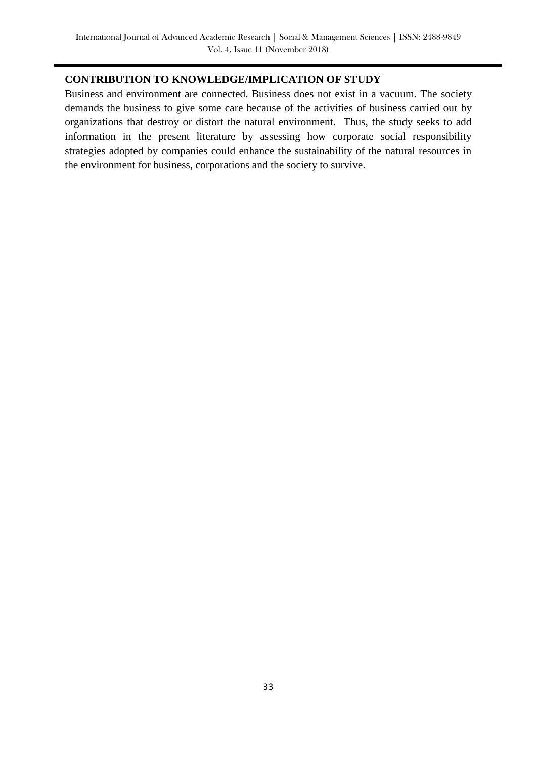## CONTRIBUTION TO KNOWLEDGE/IMPLICATION OF STUDY

Business and environment are connected. Business does not exist in a vacuum. The society demands the business to give some care because of the activities of business carried out by organizations that destroy or distort the natural environment. Thus, the study seeks to add information in the present literature by assessing how corporate social responsibility strategies adopted by companies could enhance the sustainability of the natural resources in the environment for business, corporations and the society to survive.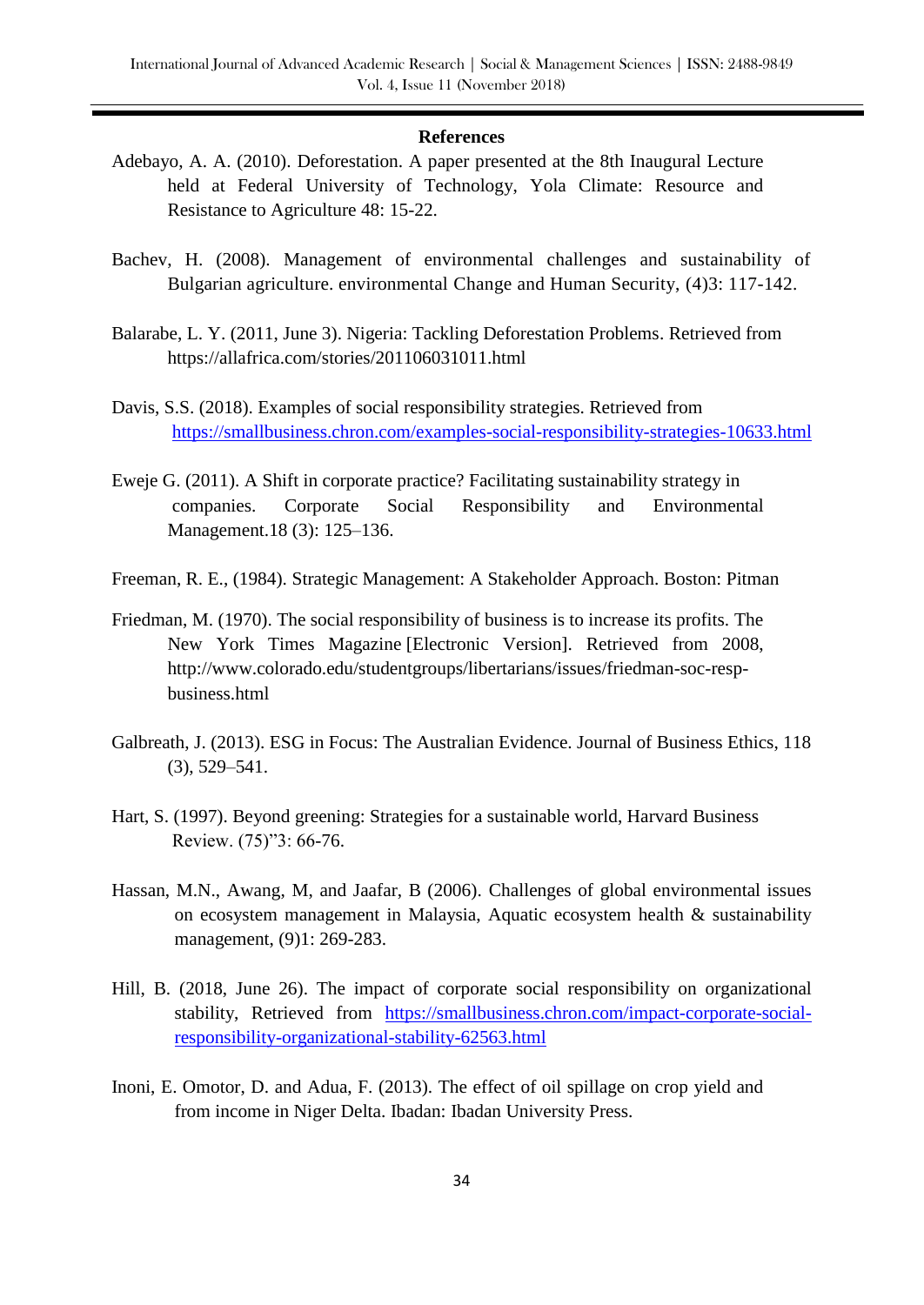**References**

Adebayo, A. A. (2010). Deforestation. A paper presented at the 8th Inaugural Lecture held at Federal University of Technology, Yola Climate: Resource and Resistance to Agriculture 48: 15-22.

Bachev, H. (2008). Management of environmental challenges and sustainability of Bulgarian agriculture. environmental Change and Human Security, (4)3: 117-142.

Balarabe, L. Y. (2011, June 3). Nigeria: Tackling Deforestation Problems. Retrieved from https://allafrica.com/stories/201106031011.html

Davis, S.S. (2018). Examples of social responsibility strategies. Retrieved from https://smallbusiness.chron.com/examples-social-responsibility-strategies-10633.html

Eweje G. (2011). A Shift in corporate practice? Facilitating sustainability strategy in companies. Corporate Social Responsibility and Environmental Management.18 (3): 125–136.

Freeman, R. E., (1984). Strategic Management: A Stakeholder Approach. Boston: Pitman

Friedman, M. (1970). The social responsibility of business is to increase its profits. The New York Times Magazine [Electronic Version]. Retrieved from 2008, http://www.colorado.edu/studentgroups/libertarians/issues/friedman-soc-resp-business.html

Galbreath, J. (2013). ESG in Focus: The Australian Evidence. Journal of Business Ethics, 118 (3), 529–541.

Hart, S. (1997). Beyond greening: Strategies for a sustainable world, Harvard Business Review. (75)"3: 66-76.

Hassan, M.N., Awang, M, and Jaafar, B (2006). Challenges of global environmental issues on ecosystem management in Malaysia, Aquatic ecosystem health & sustainability management, (9)1: 269-283.

Hill, B. (2018, June 26). The impact of corporate social responsibility on organizational stability, Retrieved from https://smallbusiness.chron.com/impact-corporate-social-responsibility-organizational-stability-62563.html

Inoni, E. Omotor, D. and Adua, F. (2013). The effect of oil spillage on crop yield and from income in Niger Delta. Ibadan: Ibadan University Press.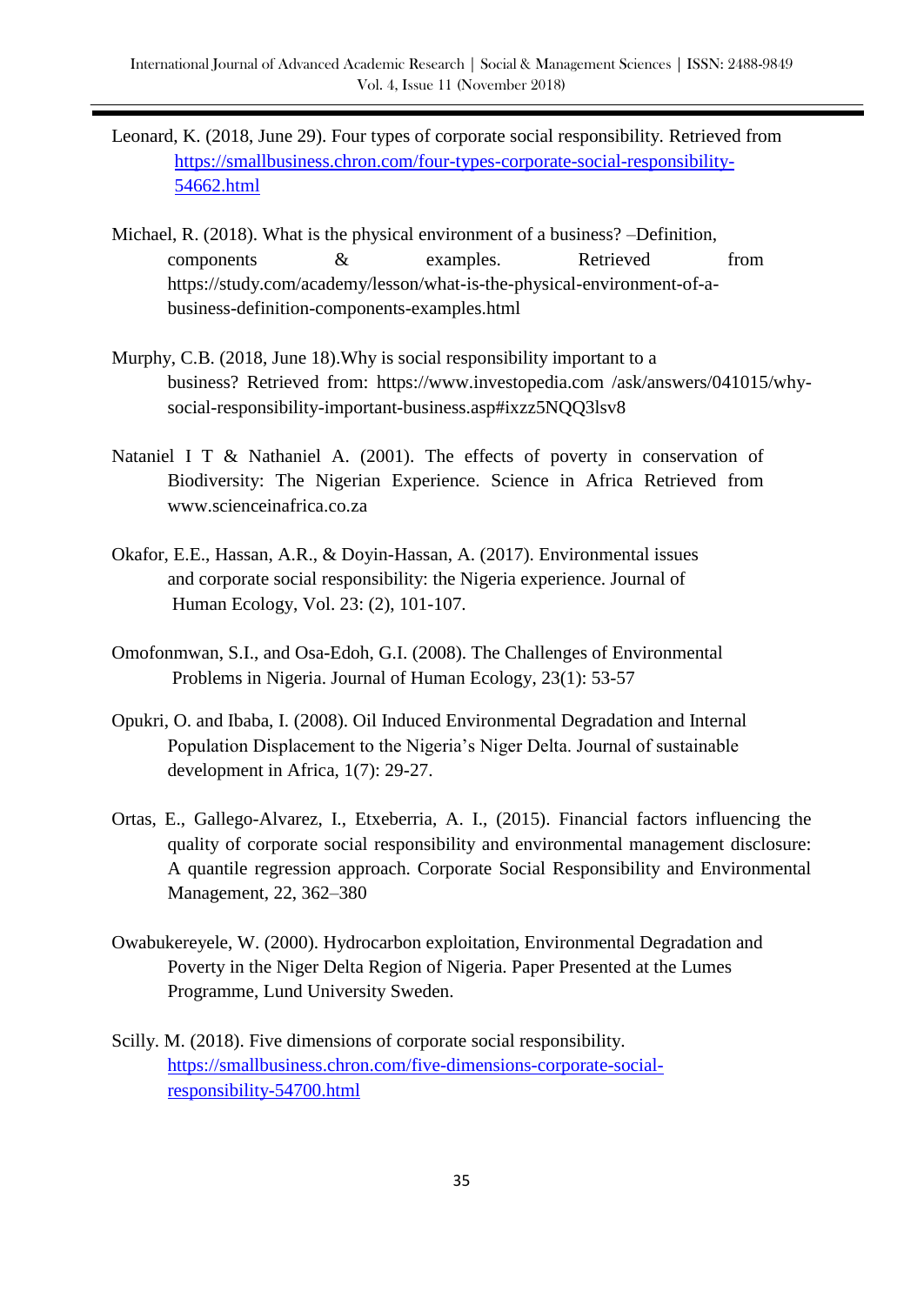Leonard, K. (2018, June 29). Four types of corporate social responsibility. Retrieved from https://smallbusiness.chron.com/four-types-corporate-social-responsibility-54662.html

Michael, R. (2018). What is the physical environment of a business? –Definition, components & examples. Retrieved from https://study.com/academy/lesson/what-is-the-physical-environment-of-a-business-definition-components-examples.html

Murphy, C.B. (2018, June 18).Why is social responsibility important to a business? Retrieved from: https://www.investopedia.com /ask/answers/041015/why-social-responsibility-important-business.asp#ixzz5NQQ3lsv8

Nataniel I T & Nathaniel A. (2001). The effects of poverty in conservation of Biodiversity: The Nigerian Experience. Science in Africa Retrieved from www.scienceinafrica.co.za

Okafor, E.E., Hassan, A.R., & Doyin-Hassan, A. (2017). Environmental issues and corporate social responsibility: the Nigeria experience. Journal of Human Ecology, Vol. 23: (2), 101-107.

Omofonmwan, S.I., and Osa-Edoh, G.I. (2008). The Challenges of Environmental Problems in Nigeria. Journal of Human Ecology, 23(1): 53-57

Opukri, O. and Ibaba, I. (2008). Oil Induced Environmental Degradation and Internal Population Displacement to the Nigeria's Niger Delta. Journal of sustainable development in Africa, 1(7): 29-27.

Ortas, E., Gallego-Alvarez, I., Etxeberria, A. I., (2015). Financial factors influencing the quality of corporate social responsibility and environmental management disclosure: A quantile regression approach. Corporate Social Responsibility and Environmental Management, 22, 362–380

Owabukereyele, W. (2000). Hydrocarbon exploitation, Environmental Degradation and Poverty in the Niger Delta Region of Nigeria. Paper Presented at the Lumes Programme, Lund University Sweden.

Scilly. M. (2018). Five dimensions of corporate social responsibility. https://smallbusiness.chron.com/five-dimensions-corporate-social-responsibility-54700.html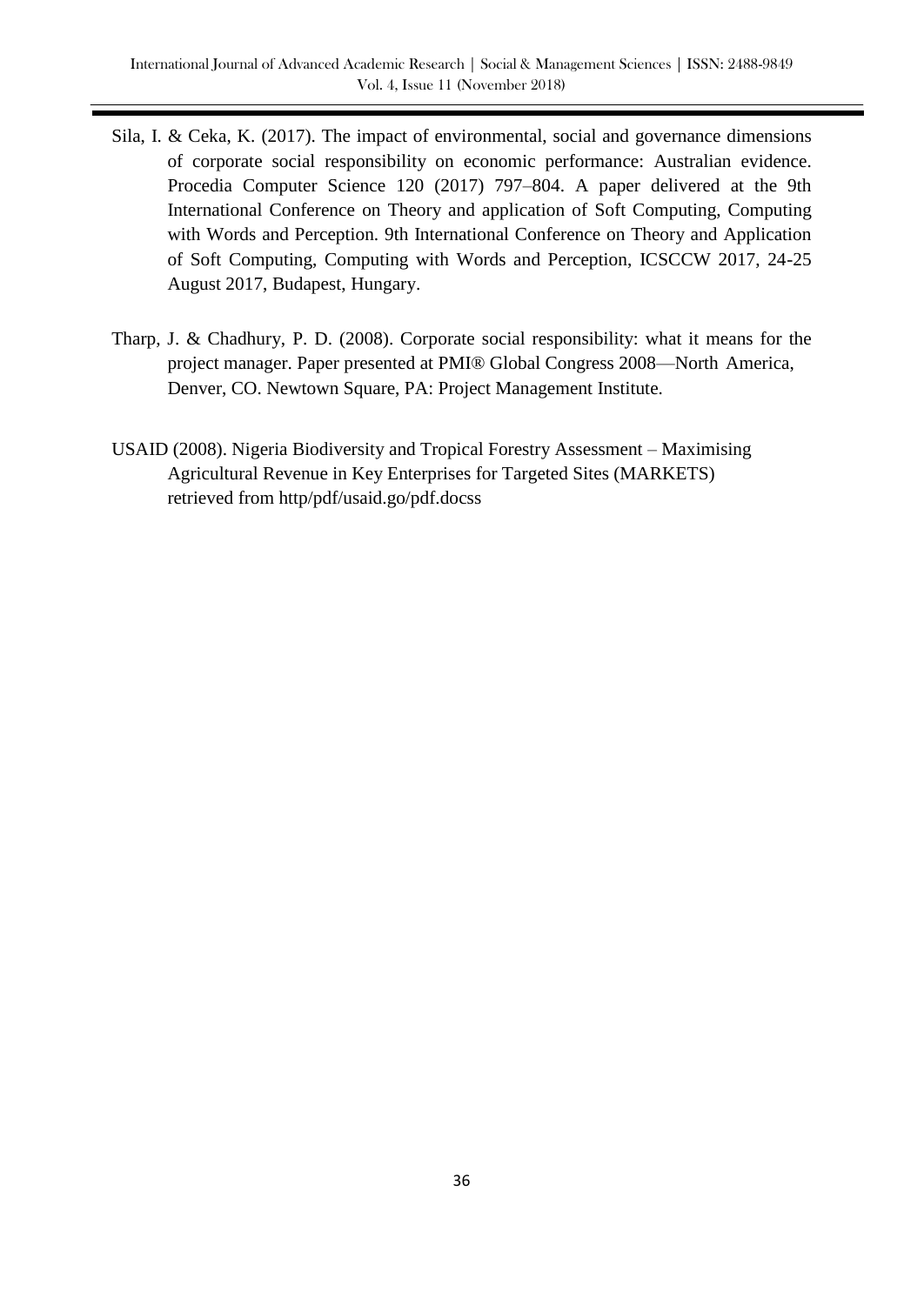Sila, I. & Ceka, K. (2017). The impact of environmental, social and governance dimensions of corporate social responsibility on economic performance: Australian evidence. Procedia Computer Science 120 (2017) 797–804. A paper delivered at the 9th International Conference on Theory and application of Soft Computing, Computing with Words and Perception. 9th International Conference on Theory and Application of Soft Computing, Computing with Words and Perception, ICSCCW 2017, 24-25 August 2017, Budapest, Hungary.

Tharp, J. & Chadhury, P. D. (2008). Corporate social responsibility: what it means for the project manager. Paper presented at PMI® Global Congress 2008—North America, Denver, CO. Newtown Square, PA: Project Management Institute.

USAID (2008). Nigeria Biodiversity and Tropical Forestry Assessment – Maximising Agricultural Revenue in Key Enterprises for Targeted Sites (MARKETS) retrieved from http/pdf/usaid.go/pdf.docss